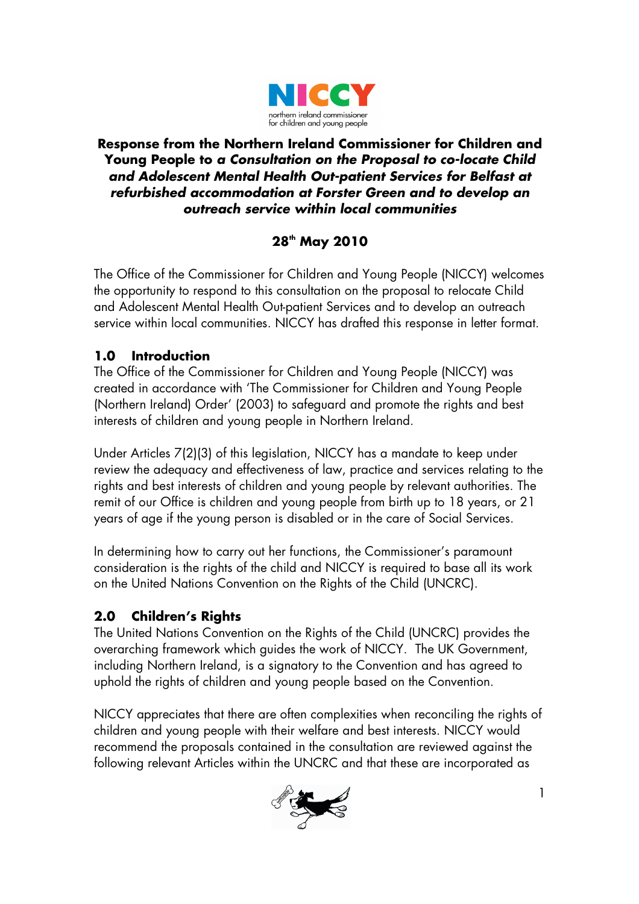**Response from the Northern Ireland Commissioner for Children and Young People to *a Consultation on the Proposal to co-locate Child and Adolescent Mental Health Out-patient Services for Belfast at refurbished accommodation at Forster Green and to develop an outreach service within local communities***

**28th May 2010**

The Office of the Commissioner for Children and Young People (NICCY) welcomes the opportunity to respond to this consultation on the proposal to relocate Child and Adolescent Mental Health Out-patient Services and to develop an outreach service within local communities. NICCY has drafted this response in letter format.

## 1.0 Introduction

The Office of the Commissioner for Children and Young People (NICCY) was created in accordance with 'The Commissioner for Children and Young People (Northern Ireland) Order' (2003) to safeguard and promote the rights and best interests of children and young people in Northern Ireland.

Under Articles 7(2)(3) of this legislation, NICCY has a mandate to keep under review the adequacy and effectiveness of law, practice and services relating to the rights and best interests of children and young people by relevant authorities. The remit of our Office is children and young people from birth up to 18 years, or 21 years of age if the young person is disabled or in the care of Social Services.

In determining how to carry out her functions, the Commissioner's paramount consideration is the rights of the child and NICCY is required to base all its work on the United Nations Convention on the Rights of the Child (UNCRC).

## 2.0 Children's Rights

The United Nations Convention on the Rights of the Child (UNCRC) provides the overarching framework which guides the work of NICCY. The UK Government, including Northern Ireland, is a signatory to the Convention and has agreed to uphold the rights of children and young people based on the Convention.

NICCY appreciates that there are often complexities when reconciling the rights of children and young people with their welfare and best interests. NICCY would recommend the proposals contained in the consultation are reviewed against the following relevant Articles within the UNCRC and that these are incorporated as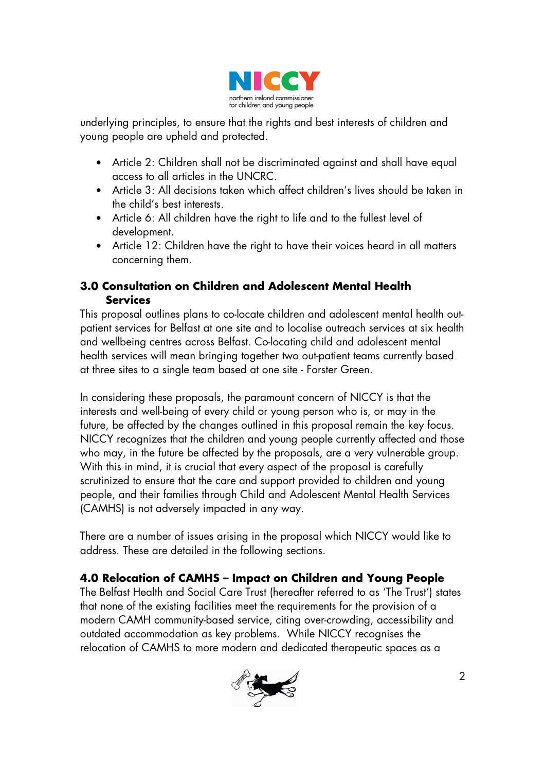underlying principles, to ensure that the rights and best interests of children and young people are upheld and protected.

- Article 2: Children shall not be discriminated against and shall have equal access to all articles in the UNCRC.
- Article 3: All decisions taken which affect children's lives should be taken in the child's best interests.
- Article 6: All children have the right to life and to the fullest level of development.
- Article 12: Children have the right to have their voices heard in all matters concerning them.

## 3.0 Consultation on Children and Adolescent Mental Health Services

This proposal outlines plans to co-locate children and adolescent mental health out-patient services for Belfast at one site and to localise outreach services at six health and wellbeing centres across Belfast. Co-locating child and adolescent mental health services will mean bringing together two out-patient teams currently based at three sites to a single team based at one site - Forster Green.

In considering these proposals, the paramount concern of NICCY is that the interests and well-being of every child or young person who is, or may in the future, be affected by the changes outlined in this proposal remain the key focus. NICCY recognizes that the children and young people currently affected and those who may, in the future be affected by the proposals, are a very vulnerable group. With this in mind, it is crucial that every aspect of the proposal is carefully scrutinized to ensure that the care and support provided to children and young people, and their families through Child and Adolescent Mental Health Services (CAMHS) is not adversely impacted in any way.

There are a number of issues arising in the proposal which NICCY would like to address. These are detailed in the following sections.

## 4.0 Relocation of CAMHS – Impact on Children and Young People

The Belfast Health and Social Care Trust (hereafter referred to as 'The Trust') states that none of the existing facilities meet the requirements for the provision of a modern CAMH community-based service, citing over-crowding, accessibility and outdated accommodation as key problems. While NICCY recognises the relocation of CAMHS to more modern and dedicated therapeutic spaces as a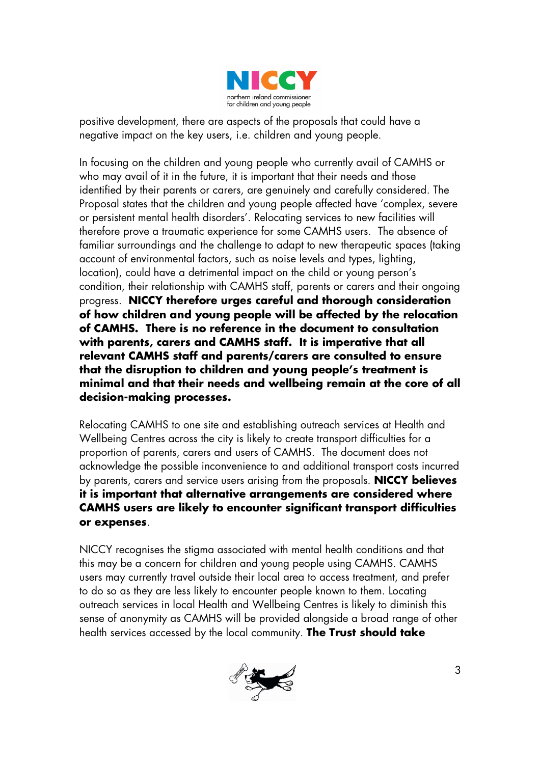positive development, there are aspects of the proposals that could have a negative impact on the key users, i.e. children and young people.

In focusing on the children and young people who currently avail of CAMHS or who may avail of it in the future, it is important that their needs and those identified by their parents or carers, are genuinely and carefully considered. The Proposal states that the children and young people affected have 'complex, severe or persistent mental health disorders'. Relocating services to new facilities will therefore prove a traumatic experience for some CAMHS users. The absence of familiar surroundings and the challenge to adapt to new therapeutic spaces (taking account of environmental factors, such as noise levels and types, lighting, location), could have a detrimental impact on the child or young person's condition, their relationship with CAMHS staff, parents or carers and their ongoing progress. **NICCY therefore urges careful and thorough consideration of how children and young people will be affected by the relocation of CAMHS. There is no reference in the document to consultation with parents, carers and CAMHS staff. It is imperative that all relevant CAMHS staff and parents/carers are consulted to ensure that the disruption to children and young people's treatment is minimal and that their needs and wellbeing remain at the core of all decision-making processes.**

Relocating CAMHS to one site and establishing outreach services at Health and Wellbeing Centres across the city is likely to create transport difficulties for a proportion of parents, carers and users of CAMHS. The document does not acknowledge the possible inconvenience to and additional transport costs incurred by parents, carers and service users arising from the proposals. **NICCY believes it is important that alternative arrangements are considered where CAMHS users are likely to encounter significant transport difficulties or expenses**.

NICCY recognises the stigma associated with mental health conditions and that this may be a concern for children and young people using CAMHS. CAMHS users may currently travel outside their local area to access treatment, and prefer to do so as they are less likely to encounter people known to them. Locating outreach services in local Health and Wellbeing Centres is likely to diminish this sense of anonymity as CAMHS will be provided alongside a broad range of other health services accessed by the local community. **The Trust should take**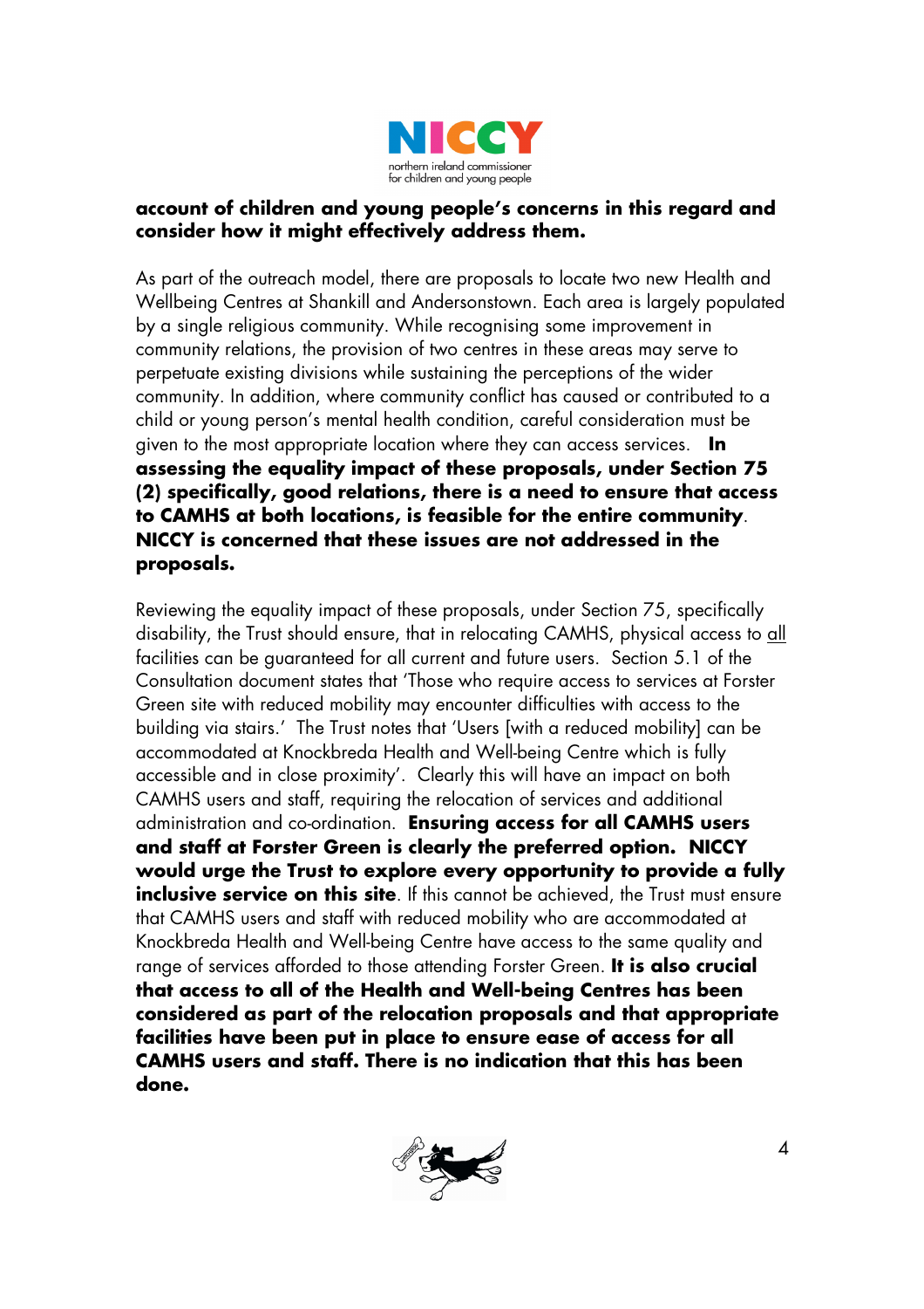**account of children and young people's concerns in this regard and consider how it might effectively address them.**

As part of the outreach model, there are proposals to locate two new Health and Wellbeing Centres at Shankill and Andersonstown. Each area is largely populated by a single religious community. While recognising some improvement in community relations, the provision of two centres in these areas may serve to perpetuate existing divisions while sustaining the perceptions of the wider community. In addition, where community conflict has caused or contributed to a child or young person's mental health condition, careful consideration must be given to the most appropriate location where they can access services. **In assessing the equality impact of these proposals, under Section 75 (2) specifically, good relations, there is a need to ensure that access to CAMHS at both locations, is feasible for the entire community**. **NICCY is concerned that these issues are not addressed in the proposals.**

Reviewing the equality impact of these proposals, under Section 75, specifically disability, the Trust should ensure, that in relocating CAMHS, physical access to <u>all</u> facilities can be guaranteed for all current and future users. Section 5.1 of the Consultation document states that 'Those who require access to services at Forster Green site with reduced mobility may encounter difficulties with access to the building via stairs.' The Trust notes that 'Users [with a reduced mobility] can be accommodated at Knockbreda Health and Well-being Centre which is fully accessible and in close proximity'. Clearly this will have an impact on both CAMHS users and staff, requiring the relocation of services and additional administration and co-ordination. **Ensuring access for all CAMHS users and staff at Forster Green is clearly the preferred option. NICCY would urge the Trust to explore every opportunity to provide a fully inclusive service on this site**. If this cannot be achieved, the Trust must ensure that CAMHS users and staff with reduced mobility who are accommodated at Knockbreda Health and Well-being Centre have access to the same quality and range of services afforded to those attending Forster Green. **It is also crucial that access to all of the Health and Well-being Centres has been considered as part of the relocation proposals and that appropriate facilities have been put in place to ensure ease of access for all CAMHS users and staff. There is no indication that this has been done.**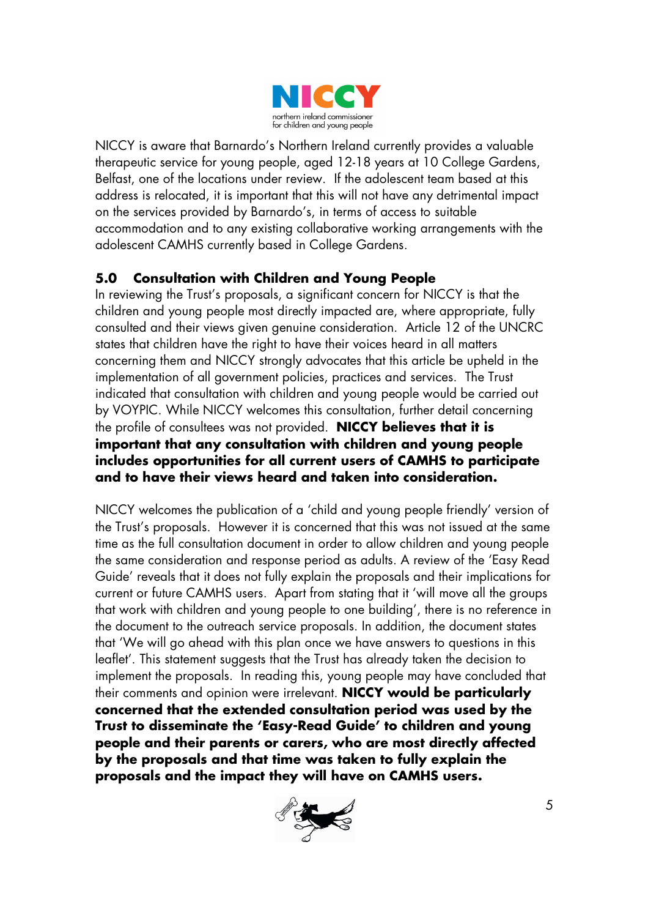NICCY is aware that Barnardo's Northern Ireland currently provides a valuable therapeutic service for young people, aged 12-18 years at 10 College Gardens, Belfast, one of the locations under review. If the adolescent team based at this address is relocated, it is important that this will not have any detrimental impact on the services provided by Barnardo's, in terms of access to suitable accommodation and to any existing collaborative working arrangements with the adolescent CAMHS currently based in College Gardens.

## 5.0 Consultation with Children and Young People

In reviewing the Trust's proposals, a significant concern for NICCY is that the children and young people most directly impacted are, where appropriate, fully consulted and their views given genuine consideration. Article 12 of the UNCRC states that children have the right to have their voices heard in all matters concerning them and NICCY strongly advocates that this article be upheld in the implementation of all government policies, practices and services. The Trust indicated that consultation with children and young people would be carried out by VOYPIC. While NICCY welcomes this consultation, further detail concerning the profile of consultees was not provided. **NICCY believes that it is important that any consultation with children and young people includes opportunities for all current users of CAMHS to participate and to have their views heard and taken into consideration.**

NICCY welcomes the publication of a 'child and young people friendly' version of the Trust's proposals. However it is concerned that this was not issued at the same time as the full consultation document in order to allow children and young people the same consideration and response period as adults. A review of the 'Easy Read Guide' reveals that it does not fully explain the proposals and their implications for current or future CAMHS users. Apart from stating that it 'will move all the groups that work with children and young people to one building', there is no reference in the document to the outreach service proposals. In addition, the document states that 'We will go ahead with this plan once we have answers to questions in this leaflet'. This statement suggests that the Trust has already taken the decision to implement the proposals. In reading this, young people may have concluded that their comments and opinion were irrelevant. **NICCY would be particularly concerned that the extended consultation period was used by the Trust to disseminate the 'Easy-Read Guide' to children and young people and their parents or carers, who are most directly affected by the proposals and that time was taken to fully explain the proposals and the impact they will have on CAMHS users.**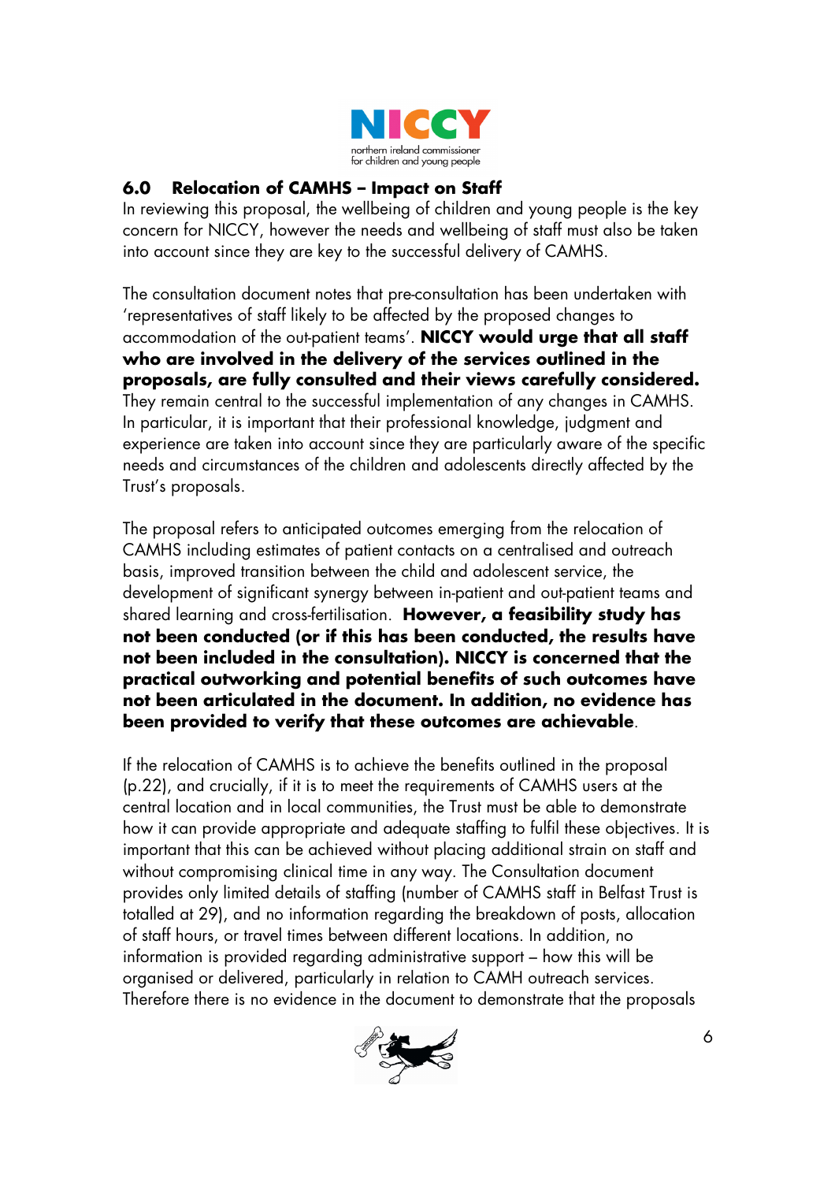## 6.0 Relocation of CAMHS – Impact on Staff

In reviewing this proposal, the wellbeing of children and young people is the key concern for NICCY, however the needs and wellbeing of staff must also be taken into account since they are key to the successful delivery of CAMHS.

The consultation document notes that pre-consultation has been undertaken with 'representatives of staff likely to be affected by the proposed changes to accommodation of the out-patient teams'. **NICCY would urge that all staff who are involved in the delivery of the services outlined in the proposals, are fully consulted and their views carefully considered.** They remain central to the successful implementation of any changes in CAMHS. In particular, it is important that their professional knowledge, judgment and experience are taken into account since they are particularly aware of the specific needs and circumstances of the children and adolescents directly affected by the Trust's proposals.

The proposal refers to anticipated outcomes emerging from the relocation of CAMHS including estimates of patient contacts on a centralised and outreach basis, improved transition between the child and adolescent service, the development of significant synergy between in-patient and out-patient teams and shared learning and cross-fertilisation. **However, a feasibility study has not been conducted (or if this has been conducted, the results have not been included in the consultation). NICCY is concerned that the practical outworking and potential benefits of such outcomes have not been articulated in the document. In addition, no evidence has been provided to verify that these outcomes are achievable**.

If the relocation of CAMHS is to achieve the benefits outlined in the proposal (p.22), and crucially, if it is to meet the requirements of CAMHS users at the central location and in local communities, the Trust must be able to demonstrate how it can provide appropriate and adequate staffing to fulfil these objectives. It is important that this can be achieved without placing additional strain on staff and without compromising clinical time in any way. The Consultation document provides only limited details of staffing (number of CAMHS staff in Belfast Trust is totalled at 29), and no information regarding the breakdown of posts, allocation of staff hours, or travel times between different locations. In addition, no information is provided regarding administrative support – how this will be organised or delivered, particularly in relation to CAMH outreach services. Therefore there is no evidence in the document to demonstrate that the proposals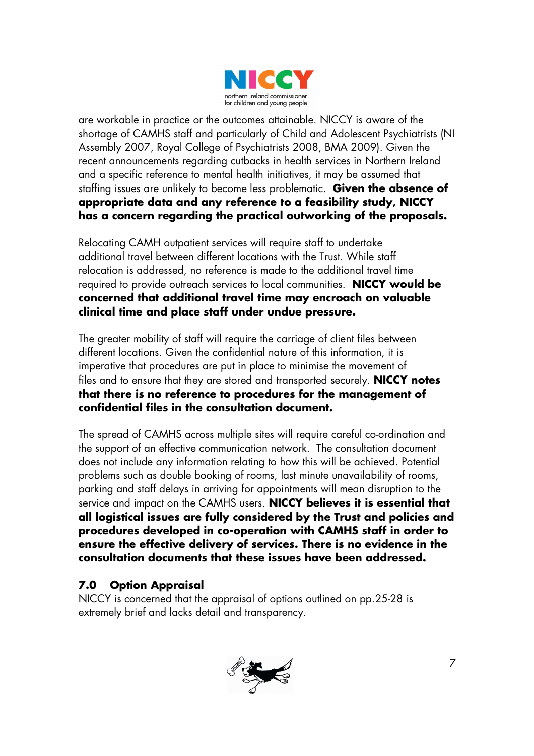are workable in practice or the outcomes attainable. NICCY is aware of the shortage of CAMHS staff and particularly of Child and Adolescent Psychiatrists (NI Assembly 2007, Royal College of Psychiatrists 2008, BMA 2009). Given the recent announcements regarding cutbacks in health services in Northern Ireland and a specific reference to mental health initiatives, it may be assumed that staffing issues are unlikely to become less problematic. **Given the absence of appropriate data and any reference to a feasibility study, NICCY has a concern regarding the practical outworking of the proposals.**

Relocating CAMH outpatient services will require staff to undertake additional travel between different locations with the Trust. While staff relocation is addressed, no reference is made to the additional travel time required to provide outreach services to local communities. **NICCY would be concerned that additional travel time may encroach on valuable clinical time and place staff under undue pressure.**

The greater mobility of staff will require the carriage of client files between different locations. Given the confidential nature of this information, it is imperative that procedures are put in place to minimise the movement of files and to ensure that they are stored and transported securely. **NICCY notes that there is no reference to procedures for the management of confidential files in the consultation document.**

The spread of CAMHS across multiple sites will require careful co-ordination and the support of an effective communication network. The consultation document does not include any information relating to how this will be achieved. Potential problems such as double booking of rooms, last minute unavailability of rooms, parking and staff delays in arriving for appointments will mean disruption to the service and impact on the CAMHS users. **NICCY believes it is essential that all logistical issues are fully considered by the Trust and policies and procedures developed in co-operation with CAMHS staff in order to ensure the effective delivery of services. There is no evidence in the consultation documents that these issues have been addressed.**

## 7.0 Option Appraisal

NICCY is concerned that the appraisal of options outlined on pp.25-28 is extremely brief and lacks detail and transparency.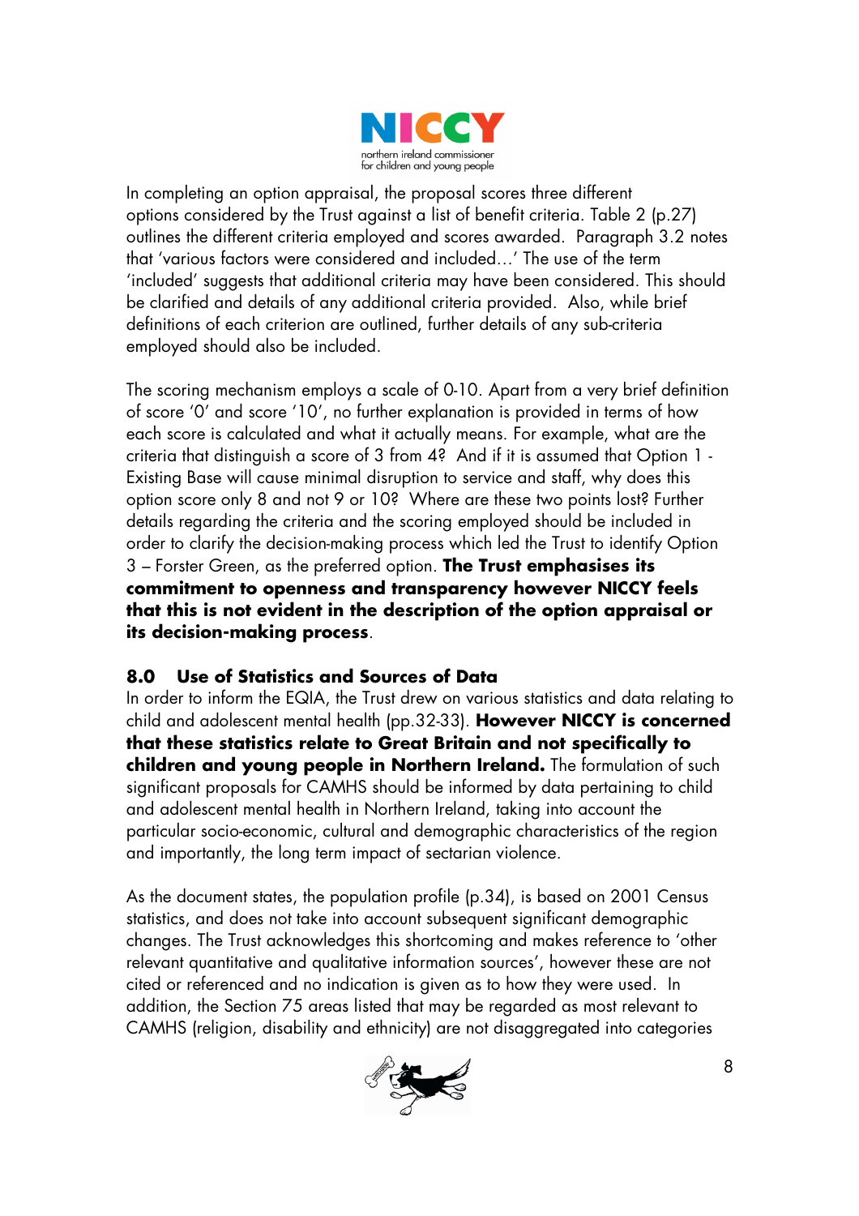In completing an option appraisal, the proposal scores three different options considered by the Trust against a list of benefit criteria. Table 2 (p.27) outlines the different criteria employed and scores awarded. Paragraph 3.2 notes that 'various factors were considered and included…' The use of the term 'included' suggests that additional criteria may have been considered. This should be clarified and details of any additional criteria provided. Also, while brief definitions of each criterion are outlined, further details of any sub-criteria employed should also be included.

The scoring mechanism employs a scale of 0-10. Apart from a very brief definition of score '0' and score '10', no further explanation is provided in terms of how each score is calculated and what it actually means. For example, what are the criteria that distinguish a score of 3 from 4? And if it is assumed that Option 1 - Existing Base will cause minimal disruption to service and staff, why does this option score only 8 and not 9 or 10? Where are these two points lost? Further details regarding the criteria and the scoring employed should be included in order to clarify the decision-making process which led the Trust to identify Option 3 – Forster Green, as the preferred option. **The Trust emphasises its commitment to openness and transparency however NICCY feels that this is not evident in the description of the option appraisal or its decision-making process**.

## 8.0 Use of Statistics and Sources of Data

In order to inform the EQIA, the Trust drew on various statistics and data relating to child and adolescent mental health (pp.32-33). **However NICCY is concerned that these statistics relate to Great Britain and not specifically to children and young people in Northern Ireland.** The formulation of such significant proposals for CAMHS should be informed by data pertaining to child and adolescent mental health in Northern Ireland, taking into account the particular socio-economic, cultural and demographic characteristics of the region and importantly, the long term impact of sectarian violence.

As the document states, the population profile (p.34), is based on 2001 Census statistics, and does not take into account subsequent significant demographic changes. The Trust acknowledges this shortcoming and makes reference to 'other relevant quantitative and qualitative information sources', however these are not cited or referenced and no indication is given as to how they were used. In addition, the Section 75 areas listed that may be regarded as most relevant to CAMHS (religion, disability and ethnicity) are not disaggregated into categories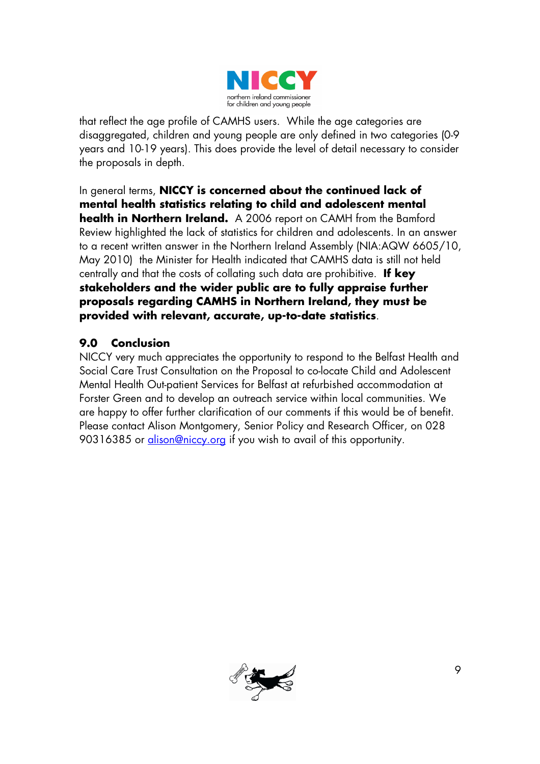that reflect the age profile of CAMHS users. While the age categories are disaggregated, children and young people are only defined in two categories (0-9 years and 10-19 years). This does provide the level of detail necessary to consider the proposals in depth.

In general terms, **NICCY is concerned about the continued lack of mental health statistics relating to child and adolescent mental health in Northern Ireland.** A 2006 report on CAMH from the Bamford Review highlighted the lack of statistics for children and adolescents. In an answer to a recent written answer in the Northern Ireland Assembly (NIA:AQW 6605/10, May 2010) the Minister for Health indicated that CAMHS data is still not held centrally and that the costs of collating such data are prohibitive. **If key stakeholders and the wider public are to fully appraise further proposals regarding CAMHS in Northern Ireland, they must be provided with relevant, accurate, up-to-date statistics**.

## 9.0 Conclusion

NICCY very much appreciates the opportunity to respond to the Belfast Health and Social Care Trust Consultation on the Proposal to co-locate Child and Adolescent Mental Health Out-patient Services for Belfast at refurbished accommodation at Forster Green and to develop an outreach service within local communities. We are happy to offer further clarification of our comments if this would be of benefit. Please contact Alison Montgomery, Senior Policy and Research Officer, on 028 90316385 or alison@niccy.org if you wish to avail of this opportunity.